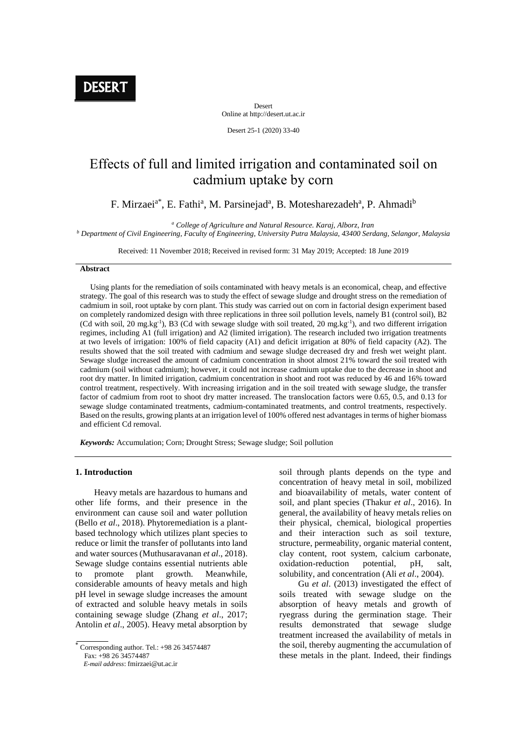DESERT

Desert
Online at http://desert.ut.ac.ir

# Effects of full and limited irrigation and contaminated soil on cadmium uptake by corn

F. Mirzaei[a*], E. Fathi[a], M. Parsinejad[a], B. Motesharezadeh[a], P. Ahmadi[b]

[a] *College of Agriculture and Natural Resource. Karaj, Alborz, Iran*
[b] *Department of Civil Engineering, Faculty of Engineering, University Putra Malaysia, 43400 Serdang, Selangor, Malaysia*

Received: 11 November 2018; Received in revised form: 31 May 2019; Accepted: 18 June 2019

## Abstract

Using plants for the remediation of soils contaminated with heavy metals is an economical, cheap, and effective strategy. The goal of this research was to study the effect of sewage sludge and drought stress on the remediation of cadmium in soil, root uptake by corn plant. This study was carried out on corn in factorial design experiment based on completely randomized design with three replications in three soil pollution levels, namely B1 (control soil), B2 (Cd with soil, 20 $mg.kg^{-1}$), B3 (Cd with sewage sludge with soil treated, 20 $mg.kg^{-1}$), and two different irrigation regimes, including A1 (full irrigation) and A2 (limited irrigation). The research included two irrigation treatments at two levels of irrigation: 100% of field capacity (A1) and deficit irrigation at 80% of field capacity (A2). The results showed that the soil treated with cadmium and sewage sludge decreased dry and fresh wet weight plant. Sewage sludge increased the amount of cadmium concentration in shoot almost 21% toward the soil treated with cadmium (soil without cadmium); however, it could not increase cadmium uptake due to the decrease in shoot and root dry matter. In limited irrigation, cadmium concentration in shoot and root was reduced by 46 and 16% toward control treatment, respectively. With increasing irrigation and in the soil treated with sewage sludge, the transfer factor of cadmium from root to shoot dry matter increased. The translocation factors were 0.65, 0.5, and 0.13 for sewage sludge contaminated treatments, cadmium-contaminated treatments, and control treatments, respectively. Based on the results, growing plants at an irrigation level of 100% offered nest advantages in terms of higher biomass and efficient Cd removal.

***Keywords:*** Accumulation; Corn; Drought Stress; Sewage sludge; Soil pollution

## 1. Introduction

Heavy metals are hazardous to humans and other life forms, and their presence in the environment can cause soil and water pollution (Bello *et al*., 2018). Phytoremediation is a plant-based technology which utilizes plant species to reduce or limit the transfer of pollutants into land and water sources (Muthusaravanan *et al*., 2018). Sewage sludge contains essential nutrients able to promote plant growth. Meanwhile, considerable amounts of heavy metals and high pH level in sewage sludge increases the amount of extracted and soluble heavy metals in soils containing sewage sludge (Zhang *et al*., 2017; Antolin *et al*., 2005). Heavy metal absorption by soil through plants depends on the type and concentration of heavy metal in soil, mobilized and bioavailability of metals, water content of soil, and plant species (Thakur *et al*., 2016). In general, the availability of heavy metals relies on their physical, chemical, biological properties and their interaction such as soil texture, structure, permeability, organic material content, clay content, root system, calcium carbonate, oxidation-reduction potential, pH, salt, solubility, and concentration (Ali *et al*., 2004).

Gu *et al*. (2013) investigated the effect of soils treated with sewage sludge on the absorption of heavy metals and growth of ryegrass during the germination stage. Their results demonstrated that sewage sludge treatment increased the availability of metals in the soil, thereby augmenting the accumulation of these metals in the plant. Indeed, their findings

\* Corresponding author. Tel.: +98 26 34574487
Fax: +98 26 34574487
*E-mail address*: fmirzaei@ut.ac.ir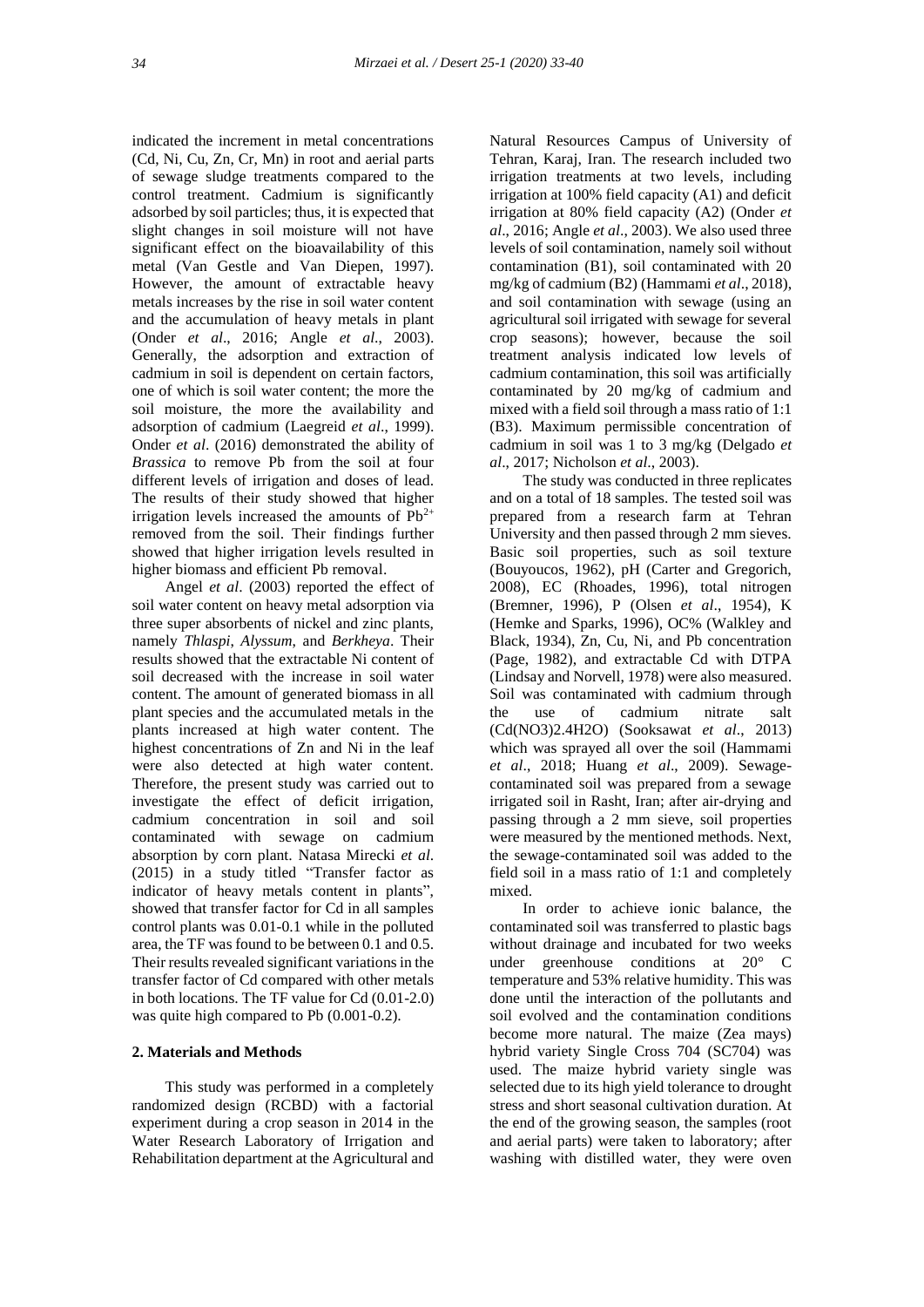indicated the increment in metal concentrations (Cd, Ni, Cu, Zn, Cr, Mn) in root and aerial parts of sewage sludge treatments compared to the control treatment. Cadmium is significantly adsorbed by soil particles; thus, it is expected that slight changes in soil moisture will not have significant effect on the bioavailability of this metal (Van Gestle and Van Diepen, 1997). However, the amount of extractable heavy metals increases by the rise in soil water content and the accumulation of heavy metals in plant (Onder *et al*., 2016; Angle *et al*., 2003). Generally, the adsorption and extraction of cadmium in soil is dependent on certain factors, one of which is soil water content; the more the soil moisture, the more the availability and adsorption of cadmium (Laegreid *et al*., 1999). Onder *et al*. (2016) demonstrated the ability of *Brassica* to remove Pb from the soil at four different levels of irrigation and doses of lead. The results of their study showed that higher irrigation levels increased the amounts of $Pb^{2+}$ removed from the soil. Their findings further showed that higher irrigation levels resulted in higher biomass and efficient Pb removal.

Angel *et al*. (2003) reported the effect of soil water content on heavy metal adsorption via three super absorbents of nickel and zinc plants, namely *Thlaspi*, *Alyssum*, and *Berkheya*. Their results showed that the extractable Ni content of soil decreased with the increase in soil water content. The amount of generated biomass in all plant species and the accumulated metals in the plants increased at high water content. The highest concentrations of Zn and Ni in the leaf were also detected at high water content. Therefore, the present study was carried out to investigate the effect of deficit irrigation, cadmium concentration in soil and soil contaminated with sewage on cadmium absorption by corn plant. Natasa Mirecki *et al.* (2015) in a study titled "Transfer factor as indicator of heavy metals content in plants", showed that transfer factor for Cd in all samples control plants was 0.01-0.1 while in the polluted area, the TF was found to be between 0.1 and 0.5. Their results revealed significant variations in the transfer factor of Cd compared with other metals in both locations. The TF value for Cd (0.01-2.0) was quite high compared to Pb (0.001-0.2).

## 2. Materials and Methods

This study was performed in a completely randomized design (RCBD) with a factorial experiment during a crop season in 2014 in the Water Research Laboratory of Irrigation and Rehabilitation department at the Agricultural and Natural Resources Campus of University of Tehran, Karaj, Iran. The research included two irrigation treatments at two levels, including irrigation at 100% field capacity (A1) and deficit irrigation at 80% field capacity (A2) (Onder *et al*., 2016; Angle *et al*., 2003). We also used three levels of soil contamination, namely soil without contamination (B1), soil contaminated with 20 mg/kg of cadmium (B2) (Hammami *et al*., 2018), and soil contamination with sewage (using an agricultural soil irrigated with sewage for several crop seasons); however, because the soil treatment analysis indicated low levels of cadmium contamination, this soil was artificially contaminated by 20 mg/kg of cadmium and mixed with a field soil through a mass ratio of 1:1 (B3). Maximum permissible concentration of cadmium in soil was 1 to 3 mg/kg (Delgado *et al*., 2017; Nicholson *et al*., 2003).

The study was conducted in three replicates and on a total of 18 samples. The tested soil was prepared from a research farm at Tehran University and then passed through 2 mm sieves. Basic soil properties, such as soil texture (Bouyoucos, 1962), pH (Carter and Gregorich, 2008), EC (Rhoades, 1996), total nitrogen (Bremner, 1996), P (Olsen *et al*., 1954), K (Hemke and Sparks, 1996), OC% (Walkley and Black, 1934), Zn, Cu, Ni, and Pb concentration (Page, 1982), and extractable Cd with DTPA (Lindsay and Norvell, 1978) were also measured. Soil was contaminated with cadmium through the use of cadmium nitrate salt ($Cd(NO3)2.4H2O$) (Sooksawat *et al*., 2013) which was sprayed all over the soil (Hammami *et al*., 2018; Huang *et al*., 2009). Sewage-contaminated soil was prepared from a sewage irrigated soil in Rasht, Iran; after air-drying and passing through a 2 mm sieve, soil properties were measured by the mentioned methods. Next, the sewage-contaminated soil was added to the field soil in a mass ratio of 1:1 and completely mixed.

In order to achieve ionic balance, the contaminated soil was transferred to plastic bags without drainage and incubated for two weeks under greenhouse conditions at 20° C temperature and 53% relative humidity. This was done until the interaction of the pollutants and soil evolved and the contamination conditions become more natural. The maize (Zea mays) hybrid variety Single Cross 704 (SC704) was used. The maize hybrid variety single was selected due to its high yield tolerance to drought stress and short seasonal cultivation duration. At the end of the growing season, the samples (root and aerial parts) were taken to laboratory; after washing with distilled water, they were oven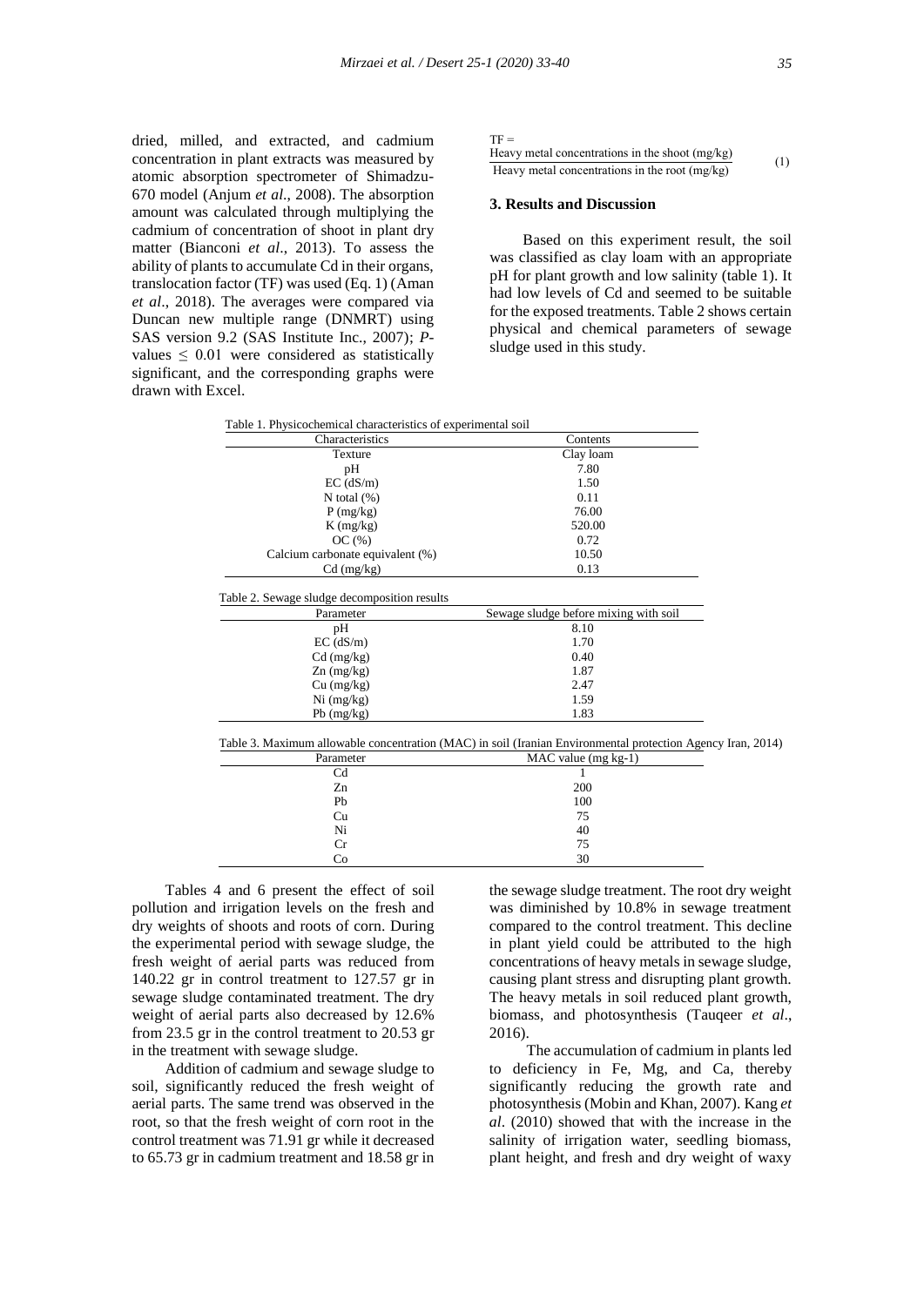dried, milled, and extracted, and cadmium concentration in plant extracts was measured by atomic absorption spectrometer of Shimadzu-670 model (Anjum *et al*., 2008). The absorption amount was calculated through multiplying the cadmium of concentration of shoot in plant dry matter (Bianconi *et al*., 2013). To assess the ability of plants to accumulate Cd in their organs, translocation factor (TF) was used (Eq. 1) (Aman *et al*., 2018). The averages were compared via Duncan new multiple range (DNMRT) using SAS version 9.2 (SAS Institute Inc., 2007); *P*-values ≤ 0.01 were considered as statistically significant, and the corresponding graphs were drawn with Excel.

$$TF = \frac{\text{Heavy metal concentrations in the shoot (mg/kg)}}{\text{Heavy metal concentrations in the root (mg/kg)}} \quad (1)$$

## 3. Results and Discussion

Based on this experiment result, the soil was classified as clay loam with an appropriate pH for plant growth and low salinity (table 1). It had low levels of Cd and seemed to be suitable for the exposed treatments. Table 2 shows certain physical and chemical parameters of sewage sludge used in this study.

Table 1. Physicochemical characteristics of experimental soil

| Characteristics | Contents |
|---|---|
| Texture | Clay loam |
| pH | 7.80 |
| EC (dS/m) | 1.50 |
| N total (%) | 0.11 |
| P (mg/kg) | 76.00 |
| K (mg/kg) | 520.00 |
| OC (%) | 0.72 |
| Calcium carbonate equivalent (%) | 10.50 |
| Cd (mg/kg) | 0.13 |

Table 2. Sewage sludge decomposition results

| Parameter | Sewage sludge before mixing with soil |
|---|---|
| pH | 8.10 |
| EC (dS/m) | 1.70 |
| Cd (mg/kg) | 0.40 |
| Zn (mg/kg) | 1.87 |
| Cu (mg/kg) | 2.47 |
| Ni (mg/kg) | 1.59 |
| Pb (mg/kg) | 1.83 |

Table 3. Maximum allowable concentration (MAC) in soil (Iranian Environmental protection Agency Iran, 2014)

| Parameter | MAC value (mg kg-1) |
|---|---|
| Cd | 1 |
| Zn | 200 |
| Pb | 100 |
| Cu | 75 |
| Ni | 40 |
| Cr | 75 |
| Co | 30 |

Tables 4 and 6 present the effect of soil pollution and irrigation levels on the fresh and dry weights of shoots and roots of corn. During the experimental period with sewage sludge, the fresh weight of aerial parts was reduced from 140.22 gr in control treatment to 127.57 gr in sewage sludge contaminated treatment. The dry weight of aerial parts also decreased by 12.6% from 23.5 gr in the control treatment to 20.53 gr in the treatment with sewage sludge.

Addition of cadmium and sewage sludge to soil, significantly reduced the fresh weight of aerial parts. The same trend was observed in the root, so that the fresh weight of corn root in the control treatment was 71.91 gr while it decreased to 65.73 gr in cadmium treatment and 18.58 gr in the sewage sludge treatment. The root dry weight was diminished by 10.8% in sewage treatment compared to the control treatment. This decline in plant yield could be attributed to the high concentrations of heavy metals in sewage sludge, causing plant stress and disrupting plant growth. The heavy metals in soil reduced plant growth, biomass, and photosynthesis (Tauqeer *et al*., 2016).

The accumulation of cadmium in plants led to deficiency in Fe, Mg, and Ca, thereby significantly reducing the growth rate and photosynthesis (Mobin and Khan, 2007). Kang *et al*. (2010) showed that with the increase in the salinity of irrigation water, seedling biomass, plant height, and fresh and dry weight of waxy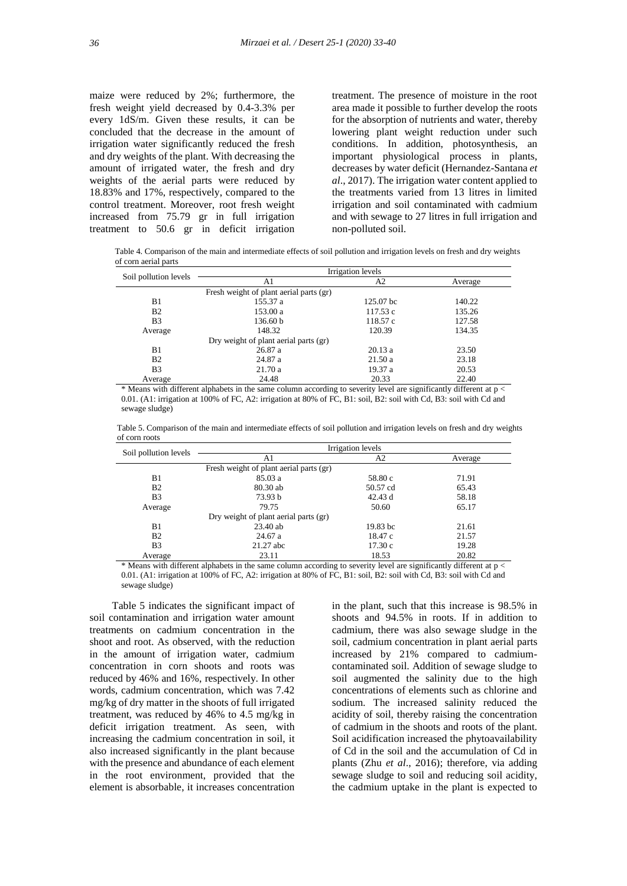maize were reduced by 2%; furthermore, the fresh weight yield decreased by 0.4-3.3% per every 1dS/m. Given these results, it can be concluded that the decrease in the amount of irrigation water significantly reduced the fresh and dry weights of the plant. With decreasing the amount of irrigated water, the fresh and dry weights of the aerial parts were reduced by 18.83% and 17%, respectively, compared to the control treatment. Moreover, root fresh weight increased from 75.79 gr in full irrigation treatment to 50.6 gr in deficit irrigation treatment. The presence of moisture in the root area made it possible to further develop the roots for the absorption of nutrients and water, thereby lowering plant weight reduction under such conditions. In addition, photosynthesis, an important physiological process in plants, decreases by water deficit (Hernandez-Santana *et al*., 2017). The irrigation water content applied to the treatments varied from 13 litres in limited irrigation and soil contaminated with cadmium and with sewage to 27 litres in full irrigation and non-polluted soil.

Table 4. Comparison of the main and intermediate effects of soil pollution and irrigation levels on fresh and dry weights of corn aerial parts

| Soil pollution levels | Irrigation levels | | |
|---|---|---|---|
| | A1 | A2 | Average |
| | Fresh weight of plant aerial parts (gr) | | |
| B1 | 155.37 a | 125.07 bc | 140.22 |
| B2 | 153.00 a | 117.53 c | 135.26 |
| B3 | 136.60 b | 118.57 c | 127.58 |
| Average | 148.32 | 120.39 | 134.35 |
| | Dry weight of plant aerial parts (gr) | | |
| B1 | 26.87 a | 20.13 a | 23.50 |
| B2 | 24.87 a | 21.50 a | 23.18 |
| B3 | 21.70 a | 19.37 a | 20.53 |
| Average | 24.48 | 20.33 | 22.40 |

\* Means with different alphabets in the same column according to severity level are significantly different at $p < 0.01$. (A1: irrigation at 100% of FC, A2: irrigation at 80% of FC, B1: soil, B2: soil with Cd, B3: soil with Cd and sewage sludge)

Table 5. Comparison of the main and intermediate effects of soil pollution and irrigation levels on fresh and dry weights of corn roots

| Soil pollution levels | Irrigation levels | | |
|---|---|---|---|
| | A1 | A2 | Average |
| | Fresh weight of plant aerial parts (gr) | | |
| B1 | 85.03 a | 58.80 c | 71.91 |
| B2 | 80.30 ab | 50.57 cd | 65.43 |
| B3 | 73.93 b | 42.43 d | 58.18 |
| Average | 79.75 | 50.60 | 65.17 |
| | Dry weight of plant aerial parts (gr) | | |
| B1 | 23.40 ab | 19.83 bc | 21.61 |
| B2 | 24.67 a | 18.47 c | 21.57 |
| B3 | 21.27 abc | 17.30 c | 19.28 |
| Average | 23.11 | 18.53 | 20.82 |

\* Means with different alphabets in the same column according to severity level are significantly different at $p < 0.01$. (A1: irrigation at 100% of FC, A2: irrigation at 80% of FC, B1: soil, B2: soil with Cd, B3: soil with Cd and sewage sludge)

Table 5 indicates the significant impact of soil contamination and irrigation water amount treatments on cadmium concentration in the shoot and root. As observed, with the reduction in the amount of irrigation water, cadmium concentration in corn shoots and roots was reduced by 46% and 16%, respectively. In other words, cadmium concentration, which was 7.42 mg/kg of dry matter in the shoots of full irrigated treatment, was reduced by 46% to 4.5 mg/kg in deficit irrigation treatment. As seen, with increasing the cadmium concentration in soil, it also increased significantly in the plant because with the presence and abundance of each element in the root environment, provided that the element is absorbable, it increases concentration in the plant, such that this increase is 98.5% in shoots and 94.5% in roots. If in addition to cadmium, there was also sewage sludge in the soil, cadmium concentration in plant aerial parts increased by 21% compared to cadmium-contaminated soil. Addition of sewage sludge to soil augmented the salinity due to the high concentrations of elements such as chlorine and sodium. The increased salinity reduced the acidity of soil, thereby raising the concentration of cadmium in the shoots and roots of the plant. Soil acidification increased the phytoavailability of Cd in the soil and the accumulation of Cd in plants (Zhu *et al*., 2016); therefore, via adding sewage sludge to soil and reducing soil acidity, the cadmium uptake in the plant is expected to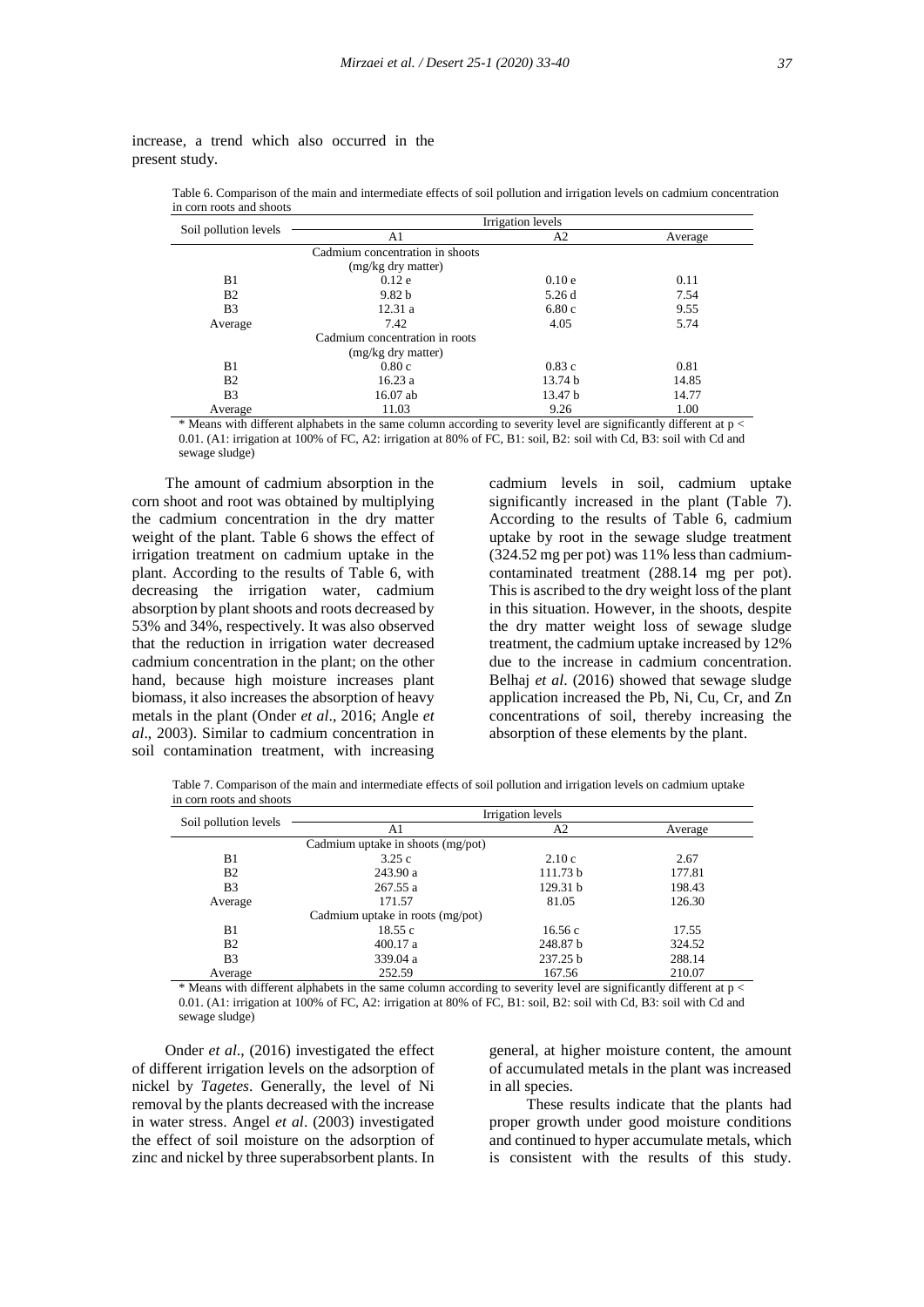increase, a trend which also occurred in the present study.

Table 6. Comparison of the main and intermediate effects of soil pollution and irrigation levels on cadmium concentration in corn roots and shoots

| Soil pollution levels | Irrigation levels | | |
|---|---|---|---|
| | A1 | A2 | Average |
| | Cadmium concentration in shoots (mg/kg dry matter) | | |
| B1 | 0.12 e | 0.10 e | 0.11 |
| B2 | 9.82 b | 5.26 d | 7.54 |
| B3 | 12.31 a | 6.80 c | 9.55 |
| Average | 7.42 | 4.05 | 5.74 |
| | Cadmium concentration in roots (mg/kg dry matter) | | |
| B1 | 0.80 c | 0.83 c | 0.81 |
| B2 | 16.23 a | 13.74 b | 14.85 |
| B3 | 16.07 ab | 13.47 b | 14.77 |
| Average | 11.03 | 9.26 | 1.00 |

\* Means with different alphabets in the same column according to severity level are significantly different at $p < 0.01$. (A1: irrigation at 100% of FC, A2: irrigation at 80% of FC, B1: soil, B2: soil with Cd, B3: soil with Cd and sewage sludge)

The amount of cadmium absorption in the corn shoot and root was obtained by multiplying the cadmium concentration in the dry matter weight of the plant. Table 6 shows the effect of irrigation treatment on cadmium uptake in the plant. According to the results of Table 6, with decreasing the irrigation water, cadmium absorption by plant shoots and roots decreased by 53% and 34%, respectively. It was also observed that the reduction in irrigation water decreased cadmium concentration in the plant; on the other hand, because high moisture increases plant biomass, it also increases the absorption of heavy metals in the plant (Onder *et al*., 2016; Angle *et al*., 2003). Similar to cadmium concentration in soil contamination treatment, with increasing cadmium levels in soil, cadmium uptake significantly increased in the plant (Table 7). According to the results of Table 6, cadmium uptake by root in the sewage sludge treatment (324.52 mg per pot) was 11% less than cadmium-contaminated treatment (288.14 mg per pot). This is ascribed to the dry weight loss of the plant in this situation. However, in the shoots, despite the dry matter weight loss of sewage sludge treatment, the cadmium uptake increased by 12% due to the increase in cadmium concentration. Belhaj *et al*. (2016) showed that sewage sludge application increased the Pb, Ni, Cu, Cr, and Zn concentrations of soil, thereby increasing the absorption of these elements by the plant.

Table 7. Comparison of the main and intermediate effects of soil pollution and irrigation levels on cadmium uptake in corn roots and shoots

| Soil pollution levels | Irrigation levels | | |
|---|---|---|---|
| | A1 | A2 | Average |
| | Cadmium uptake in shoots (mg/pot) | | |
| B1 | 3.25 c | 2.10 c | 2.67 |
| B2 | 243.90 a | 111.73 b | 177.81 |
| B3 | 267.55 a | 129.31 b | 198.43 |
| Average | 171.57 | 81.05 | 126.30 |
| | Cadmium uptake in roots (mg/pot) | | |
| B1 | 18.55 c | 16.56 c | 17.55 |
| B2 | 400.17 a | 248.87 b | 324.52 |
| B3 | 339.04 a | 237.25 b | 288.14 |
| Average | 252.59 | 167.56 | 210.07 |

\* Means with different alphabets in the same column according to severity level are significantly different at $p < 0.01$. (A1: irrigation at 100% of FC, A2: irrigation at 80% of FC, B1: soil, B2: soil with Cd, B3: soil with Cd and sewage sludge)

Onder *et al*., (2016) investigated the effect of different irrigation levels on the adsorption of nickel by *Tagetes*. Generally, the level of Ni removal by the plants decreased with the increase in water stress. Angel *et al*. (2003) investigated the effect of soil moisture on the adsorption of zinc and nickel by three superabsorbent plants. In general, at higher moisture content, the amount of accumulated metals in the plant was increased in all species.

These results indicate that the plants had proper growth under good moisture conditions and continued to hyper accumulate metals, which is consistent with the results of this study.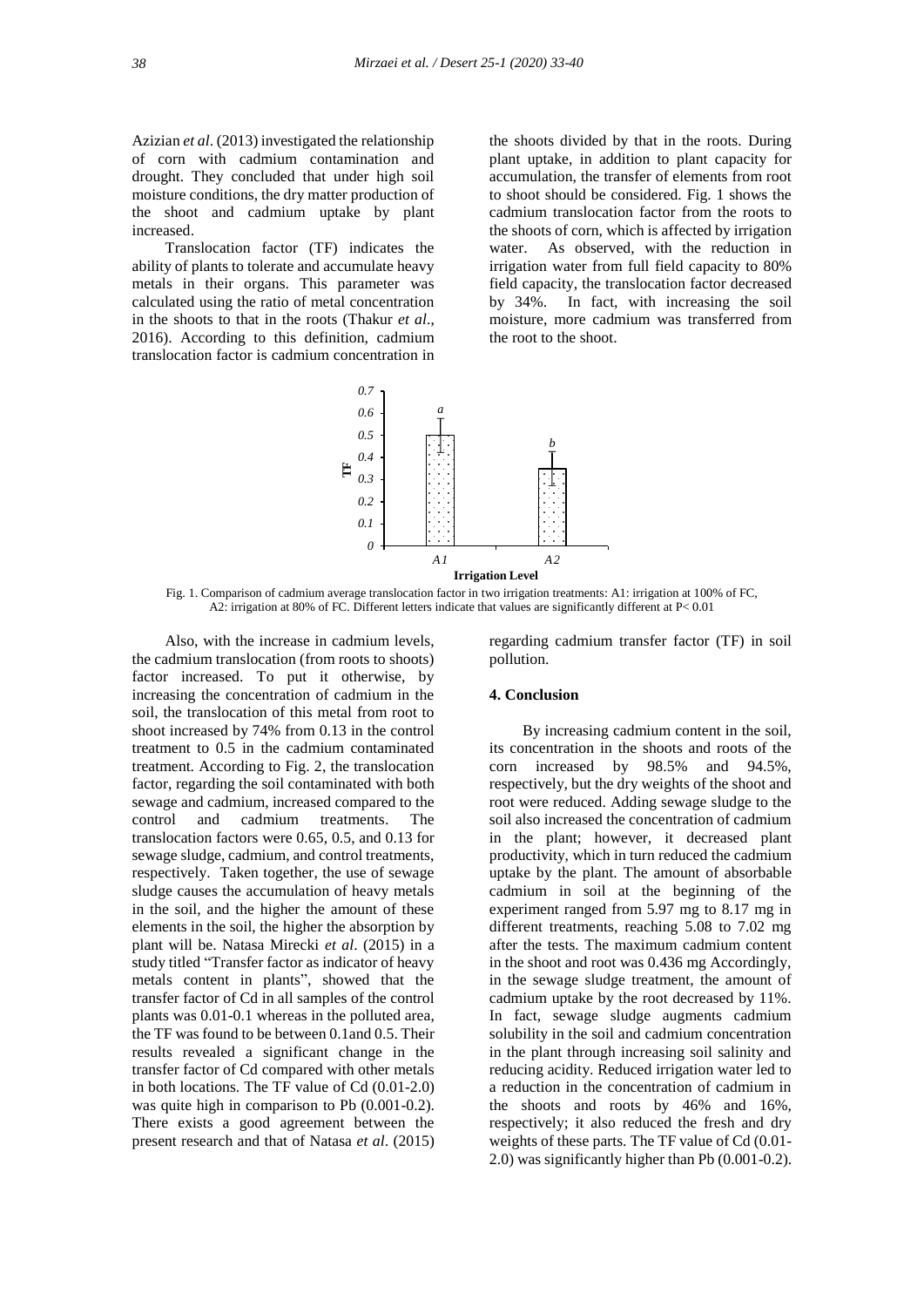Azizian *et al*. (2013) investigated the relationship of corn with cadmium contamination and drought. They concluded that under high soil moisture conditions, the dry matter production of the shoot and cadmium uptake by plant increased.

Translocation factor (TF) indicates the ability of plants to tolerate and accumulate heavy metals in their organs. This parameter was calculated using the ratio of metal concentration in the shoots to that in the roots (Thakur *et al*., 2016). According to this definition, cadmium translocation factor is cadmium concentration in the shoots divided by that in the roots. During plant uptake, in addition to plant capacity for accumulation, the transfer of elements from root to shoot should be considered. Fig. 1 shows the cadmium translocation factor from the roots to the shoots of corn, which is affected by irrigation water. As observed, with the reduction in irrigation water from full field capacity to 80% field capacity, the translocation factor decreased by 34%. In fact, with increasing the soil moisture, more cadmium was transferred from the root to the shoot.

Fig. 1. Comparison of cadmium average translocation factor in two irrigation treatments: A1: irrigation at 100% of FC, A2: irrigation at 80% of FC. Different letters indicate that values are significantly different at P< 0.01

Also, with the increase in cadmium levels, the cadmium translocation (from roots to shoots) factor increased. To put it otherwise, by increasing the concentration of cadmium in the soil, the translocation of this metal from root to shoot increased by 74% from 0.13 in the control treatment to 0.5 in the cadmium contaminated treatment. According to Fig. 2, the translocation factor, regarding the soil contaminated with both sewage and cadmium, increased compared to the control and cadmium treatments. The translocation factors were 0.65, 0.5, and 0.13 for sewage sludge, cadmium, and control treatments, respectively. Taken together, the use of sewage sludge causes the accumulation of heavy metals in the soil, and the higher the amount of these elements in the soil, the higher the absorption by plant will be. Natasa Mirecki *et al*. (2015) in a study titled "Transfer factor as indicator of heavy metals content in plants", showed that the transfer factor of Cd in all samples of the control plants was 0.01-0.1 whereas in the polluted area, the TF was found to be between 0.1and 0.5. Their results revealed a significant change in the transfer factor of Cd compared with other metals in both locations. The TF value of Cd (0.01-2.0) was quite high in comparison to Pb (0.001-0.2). There exists a good agreement between the present research and that of Natasa *et al*. (2015) regarding cadmium transfer factor (TF) in soil pollution.

## 4. Conclusion

By increasing cadmium content in the soil, its concentration in the shoots and roots of the corn increased by 98.5% and 94.5%, respectively, but the dry weights of the shoot and root were reduced. Adding sewage sludge to the soil also increased the concentration of cadmium in the plant; however, it decreased plant productivity, which in turn reduced the cadmium uptake by the plant. The amount of absorbable cadmium in soil at the beginning of the experiment ranged from 5.97 mg to 8.17 mg in different treatments, reaching 5.08 to 7.02 mg after the tests. The maximum cadmium content in the shoot and root was 0.436 mg Accordingly, in the sewage sludge treatment, the amount of cadmium uptake by the root decreased by 11%. In fact, sewage sludge augments cadmium solubility in the soil and cadmium concentration in the plant through increasing soil salinity and reducing acidity. Reduced irrigation water led to a reduction in the concentration of cadmium in the shoots and roots by 46% and 16%, respectively; it also reduced the fresh and dry weights of these parts. The TF value of Cd (0.01-2.0) was significantly higher than Pb (0.001-0.2).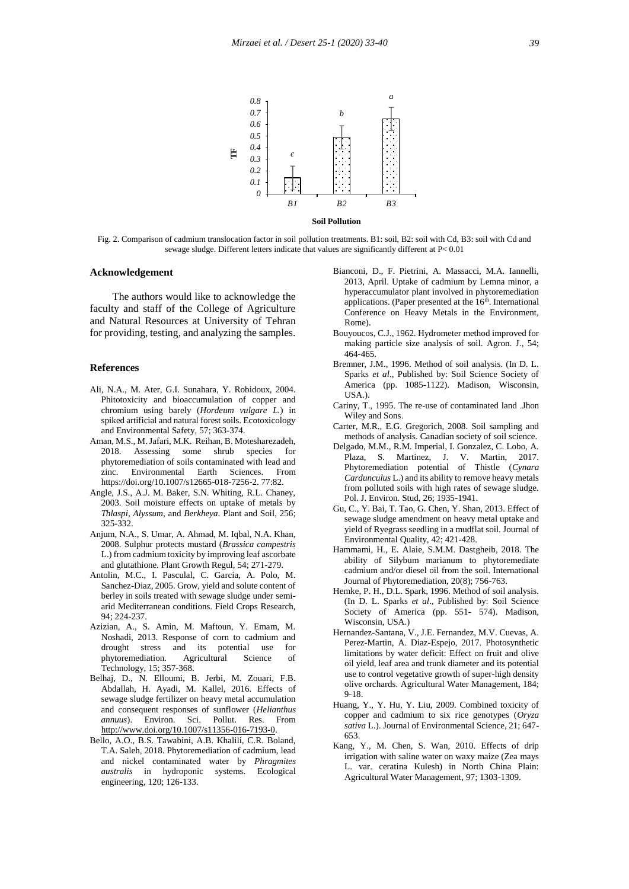Fig. 2. Comparison of cadmium translocation factor in soil pollution treatments. B1: soil, B2: soil with Cd, B3: soil with Cd and sewage sludge. Different letters indicate that values are significantly different at P< 0.01

## Acknowledgement

The authors would like to acknowledge the faculty and staff of the College of Agriculture and Natural Resources at University of Tehran for providing, testing, and analyzing the samples.

## References

- Ali, N.A., M. Ater, G.I. Sunahara, Y. Robidoux, 2004. Phitotoxicity and bioaccumulation of copper and chromium using barely (*Hordeum vulgare L.*) in spiked artificial and natural forest soils. Ecotoxicology and Environmental Safety, 57; 363-374.
- Aman, M.S., M. Jafari, M.K. Reihan, B. Motesharezadeh, 2018. Assessing some shrub species for phytoremediation of soils contaminated with lead and zinc. Environmental Earth Sciences. From https://doi.org/10.1007/s12665-018-7256-2. 77:82.
- Angle, J.S., A.J. M. Baker, S.N. Whiting, R.L. Chaney, 2003. Soil moisture effects on uptake of metals by *Thlaspi*, *Alyssum*, and *Berkheya*. Plant and Soil, 256; 325-332.
- Anjum, N.A., S. Umar, A. Ahmad, M. Iqbal, N.A. Khan, 2008. Sulphur protects mustard (*Brassica campestris* L.) from cadmium toxicity by improving leaf ascorbate and glutathione. Plant Growth Regul, 54; 271-279.
- Antolin, M.C., I. Pasculal, C. Garcia, A. Polo, M. Sanchez-Diaz, 2005. Grow, yield and solute content of berley in soils treated with sewage sludge under semi-arid Mediterranean conditions. Field Crops Research, 94; 224-237.
- Azizian, A., S. Amin, M. Maftoun, Y. Emam, M. Noshadi, 2013. Response of corn to cadmium and drought stress and its potential use for phytoremediation. Agricultural Science of Technology, 15; 357-368.
- Belhaj, D., N. Elloumi, B. Jerbi, M. Zouari, F.B. Abdallah, H. Ayadi, M. Kallel, 2016. Effects of sewage sludge fertilizer on heavy metal accumulation and consequent responses of sunflower (*Helianthus annuus*). Environ. Sci. Pollut. Res. From http://www.doi.org/10.1007/s11356-016-7193-0.
- Bello, A.O., B.S. Tawabini, A.B. Khalili, C.R. Boland, T.A. Saleh, 2018. Phytoremediation of cadmium, lead and nickel contaminated water by *Phragmites australis* in hydroponic systems. Ecological engineering, 120; 126-133.
- Bianconi, D., F. Pietrini, A. Massacci, M.A. Iannelli, 2013, April. Uptake of cadmium by Lemna minor, a hyperaccumulator plant involved in phytoremediation applications. (Paper presented at the 16th. International Conference on Heavy Metals in the Environment, Rome).
- Bouyoucos, C.J., 1962. Hydrometer method improved for making particle size analysis of soil. Agron. J., 54; 464-465.
- Bremner, J.M., 1996. Method of soil analysis. (In D. L. Sparks *et al*., Published by: Soil Science Society of America (pp. 1085-1122). Madison, Wisconsin, USA.).
- Cariny, T., 1995. The re-use of contaminated land .Jhon Wiley and Sons.
- Carter, M.R., E.G. Gregorich, 2008. Soil sampling and methods of analysis. Canadian society of soil science.
- Delgado, M.M., R.M. Imperial, I. Gonzalez, C. Lobo, A. Plaza, S. Martinez, J. V. Martin, 2017. Phytoremediation potential of Thistle (*Cynara Cardunculus* L.) and its ability to remove heavy metals from polluted soils with high rates of sewage sludge. Pol. J. Environ. Stud, 26; 1935-1941.
- Gu, C., Y. Bai, T. Tao, G. Chen, Y. Shan, 2013. Effect of sewage sludge amendment on heavy metal uptake and yield of Ryegrass seedling in a mudflat soil. Journal of Environmental Quality, 42; 421-428.
- Hammami, H., E. Alaie, S.M.M. Dastgheib, 2018. The ability of Silybum marianum to phytoremediate cadmium and/or diesel oil from the soil. International Journal of Phytoremediation, 20(8); 756-763.
- Hemke, P. H., D.L. Spark, 1996. Method of soil analysis. (In D. L. Sparks *et al*., Published by: Soil Science Society of America (pp. 551- 574). Madison, Wisconsin, USA.)
- Hernandez-Santana, V., J.E. Fernandez, M.V. Cuevas, A. Perez-Martin, A. Diaz-Espejo, 2017. Photosynthetic limitations by water deficit: Effect on fruit and olive oil yield, leaf area and trunk diameter and its potential use to control vegetative growth of super-high density olive orchards. Agricultural Water Management, 184; 9-18.
- Huang, Y., Y. Hu, Y. Liu, 2009. Combined toxicity of copper and cadmium to six rice genotypes (*Oryza sativa* L.). Journal of Environmental Science, 21; 647-653.
- Kang, Y., M. Chen, S. Wan, 2010. Effects of drip irrigation with saline water on waxy maize (Zea mays L. var. ceratina Kulesh) in North China Plain: Agricultural Water Management, 97; 1303-1309.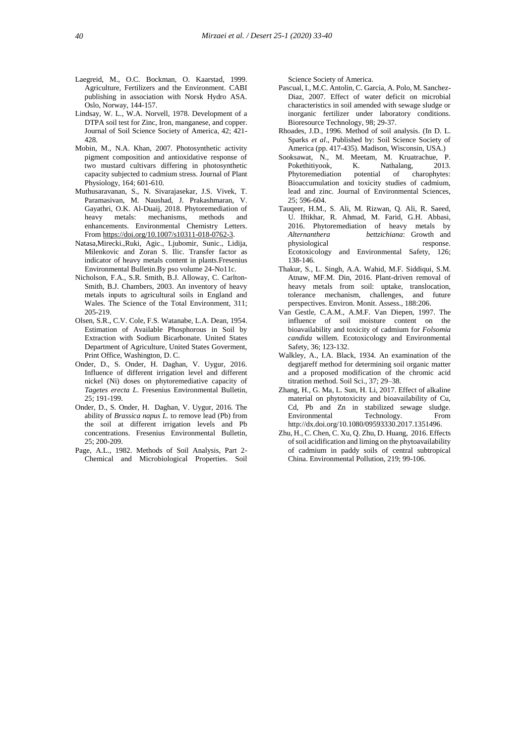Laegreid, M., O.C. Bockman, O. Kaarstad, 1999. Agriculture, Fertilizers and the Environment. CABI publishing in association with Norsk Hydro ASA. Oslo, Norway, 144-157.

Lindsay, W. L., W.A. Norvell, 1978. Development of a DTPA soil test for Zinc, Iron, manganese, and copper. Journal of Soil Science Society of America, 42; 421-428.

Mobin, M., N.A. Khan, 2007. Photosynthetic activity pigment composition and antioxidative response of two mustard cultivars differing in photosynthetic capacity subjected to cadmium stress. Journal of Plant Physiology, 164; 601-610.

Muthusaravanan, S., N. Sivarajasekar, J.S. Vivek, T. Paramasivan, M. Naushad, J. Prakashmaran, V. Gayathri, O.K. Al-Duaij, 2018. Phytoremediation of heavy metals: mechanisms, methods and enhancements. Environmental Chemistry Letters. From https://doi.org/10.1007/s10311-018-0762-3.

Natasa,Mirecki.,Ruki, Agic., Ljubomir, Sunic., Lidija, Milenkovic and Zoran S. Ilic. Transfer factor as indicator of heavy metals content in plants.Fresenius Environmental Bulletin.By pso volume 24-No11c.

Nicholson, F.A., S.R. Smith, B.J. Alloway, C. Carlton-Smith, B.J. Chambers, 2003. An inventory of heavy metals inputs to agricultural soils in England and Wales. The Science of the Total Environment, 311; 205-219.

Olsen, S.R., C.V. Cole, F.S. Watanabe, L.A. Dean, 1954. Estimation of Available Phosphorous in Soil by Extraction with Sodium Bicarbonate. United States Department of Agriculture, United States Goverment, Print Office, Washington, D. C.

Onder, D., S. Onder, H. Daghan, V. Uygur, 2016. Influence of different irrigation level and different nickel (Ni) doses on phytoremediative capacity of *Tagetes erecta L*. Fresenius Environmental Bulletin, 25; 191-199.

Onder, D., S. Onder, H. Daghan, V. Uygur, 2016. The ability of *Brassica napus L.* to remove lead (Pb) from the soil at different irrigation levels and Pb concentrations. Fresenius Environmental Bulletin, 25; 200-209.

Page, A.L., 1982. Methods of Soil Analysis, Part 2- Chemical and Microbiological Properties. Soil Science Society of America.

Pascual, I., M.C. Antolin, C. Garcia, A. Polo, M. Sanchez-Diaz, 2007. Effect of water deficit on microbial characteristics in soil amended with sewage sludge or inorganic fertilizer under laboratory conditions. Bioresource Technology, 98; 29-37.

Rhoades, J.D., 1996. Method of soil analysis. (In D. L. Sparks *et al*., Published by: Soil Science Society of America (pp. 417-435). Madison, Wisconsin, USA.)

Sooksawat, N., M. Meetam, M. Kruatrachue, P. Pokethitiyook, K. Nathalang, 2013. Phytoremediation potential of charophytes: Bioaccumulation and toxicity studies of cadmium, lead and zinc. Journal of Environmental Sciences, 25; 596-604.

Tauqeer, H.M., S. Ali, M. Rizwan, Q. Ali, R. Saeed, U. Iftikhar, R. Ahmad, M. Farid, G.H. Abbasi, 2016. Phytoremediation of heavy metals by *Alternanthera bettzichiana*: Growth and physiological response. Ecotoxicology and Environmental Safety, 126; 138-146.

Thakur, S., L. Singh, A.A. Wahid, M.F. Siddiqui, S.M. Atnaw, MF.M. Din, 2016. Plant-driven removal of heavy metals from soil: uptake, translocation, tolerance mechanism, challenges, and future perspectives. Environ. Monit. Assess., 188:206.

Van Gestle, C.A.M., A.M.F. Van Diepen, 1997. The influence of soil moisture content on the bioavailability and toxicity of cadmium for *Folsomia candida* willem. Ecotoxicology and Environmental Safety, 36; 123-132.

Walkley, A., I.A. Black, 1934. An examination of the degtjareff method for determining soil organic matter and a proposed modification of the chromic acid titration method. Soil Sci., 37; 29–38.

Zhang, H., G. Ma, L. Sun, H. Li, 2017. Effect of alkaline material on phytotoxicity and bioavailability of Cu, Cd, Pb and Zn in stabilized sewage sludge. Environmental Technology. From http://dx.doi.org/10.1080/09593330.2017.1351496.

Zhu, H., C. Chen, C. Xu, Q. Zhu, D. Huang, 2016. Effects of soil acidification and liming on the phytoavailability of cadmium in paddy soils of central subtropical China. Environmental Pollution, 219; 99-106.